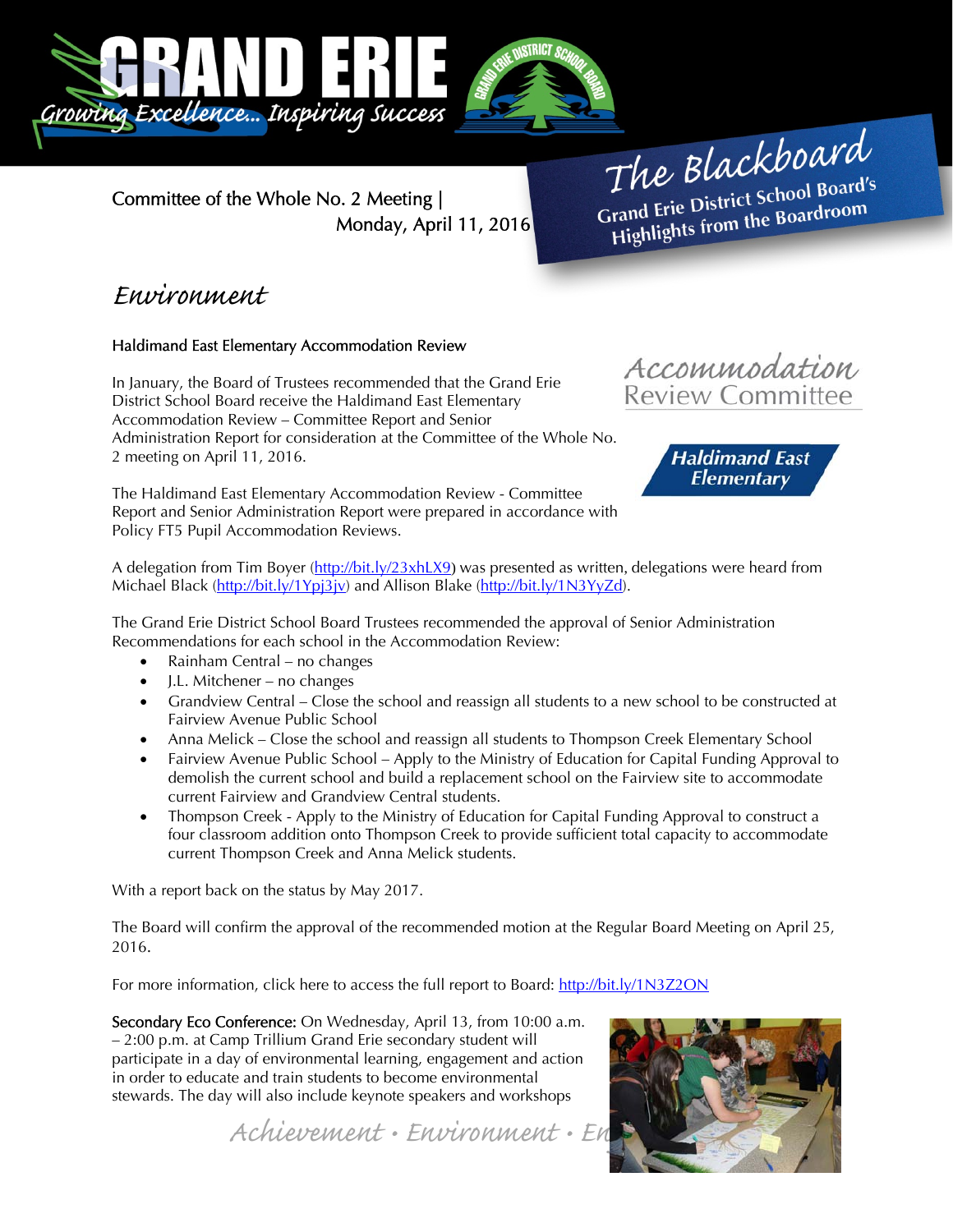# The Blackboard

Grand Erie District School Board's Highlights from the Boardroom

Committee of the Whole No. 2 Meeting | Monday, April 11, 2016

## Environment

### Haldimand East Elementary Accommodation Review

In January, the Board of Trustees recommended that the Grand Erie District School Board receive the Haldimand East Elementary Accommodation Review – Committee Report and Senior Administration Report for consideration at the Committee of the Whole No. 2 meeting on April 11, 2016.

The Haldimand East Elementary Accommodation Review - Committee Report and Senior Administration Report were prepared in accordance with Policy FT5 Pupil Accommodation Reviews.

A delegation from Tim Boyer (http://bit.ly/23xhLX9) was presented as written, delegations were heard from Michael Black (http://bit.ly/1Ypj3jv) and Allison Blake (http://bit.ly/1N3YyZd).

The Grand Erie District School Board Trustees recommended the approval of Senior Administration Recommendations for each school in the Accommodation Review:

- Rainham Central – no changes
- J.L. Mitchener – no changes
- Grandview Central – Close the school and reassign all students to a new school to be constructed at Fairview Avenue Public School
- Anna Melick – Close the school and reassign all students to Thompson Creek Elementary School
- Fairview Avenue Public School – Apply to the Ministry of Education for Capital Funding Approval to demolish the current school and build a replacement school on the Fairview site to accommodate current Fairview and Grandview Central students.
- Thompson Creek - Apply to the Ministry of Education for Capital Funding Approval to construct a four classroom addition onto Thompson Creek to provide sufficient total capacity to accommodate current Thompson Creek and Anna Melick students.

With a report back on the status by May 2017.

The Board will confirm the approval of the recommended motion at the Regular Board Meeting on April 25, 2016.

For more information, click here to access the full report to Board: http://bit.ly/1N3Z2ON

**Secondary Eco Conference:** On Wednesday, April 13, from 10:00 a.m. – 2:00 p.m. at Camp Trillium Grand Erie secondary student will participate in a day of environmental learning, engagement and action in order to educate and train students to become environmental stewards. The day will also include keynote speakers and workshops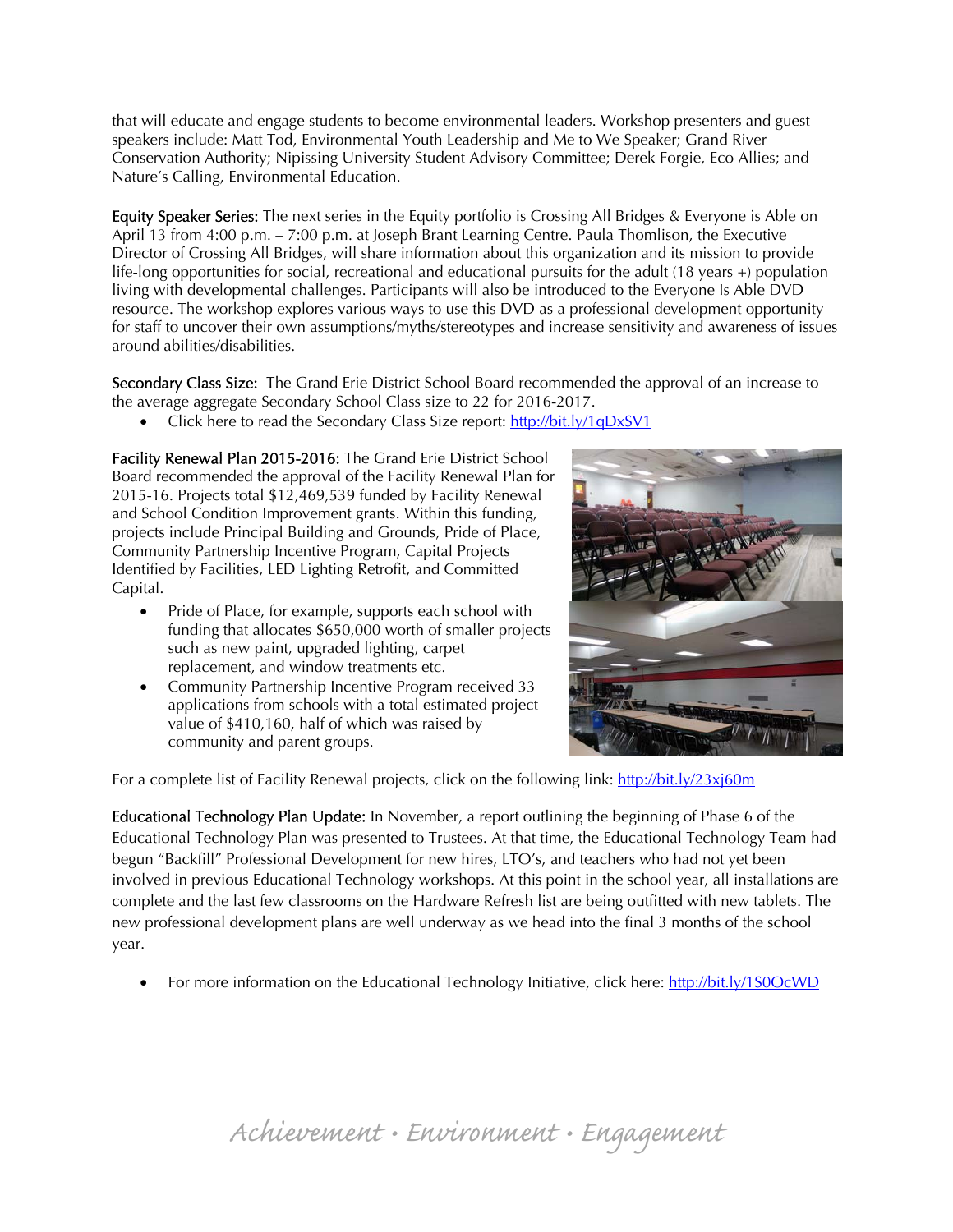that will educate and engage students to become environmental leaders. Workshop presenters and guest speakers include: Matt Tod, Environmental Youth Leadership and Me to We Speaker; Grand River Conservation Authority; Nipissing University Student Advisory Committee; Derek Forgie, Eco Allies; and Nature's Calling, Environmental Education.

**Equity Speaker Series:** The next series in the Equity portfolio is Crossing All Bridges & Everyone is Able on April 13 from 4:00 p.m. – 7:00 p.m. at Joseph Brant Learning Centre. Paula Thomlison, the Executive Director of Crossing All Bridges, will share information about this organization and its mission to provide life-long opportunities for social, recreational and educational pursuits for the adult (18 years +) population living with developmental challenges. Participants will also be introduced to the Everyone Is Able DVD resource. The workshop explores various ways to use this DVD as a professional development opportunity for staff to uncover their own assumptions/myths/stereotypes and increase sensitivity and awareness of issues around abilities/disabilities.

**Secondary Class Size:** The Grand Erie District School Board recommended the approval of an increase to the average aggregate Secondary School Class size to 22 for 2016-2017.

- Click here to read the Secondary Class Size report: http://bit.ly/1qDxSV1

**Facility Renewal Plan 2015-2016:** The Grand Erie District School Board recommended the approval of the Facility Renewal Plan for 2015-16. Projects total $12,469,539 funded by Facility Renewal and School Condition Improvement grants. Within this funding, projects include Principal Building and Grounds, Pride of Place, Community Partnership Incentive Program, Capital Projects Identified by Facilities, LED Lighting Retrofit, and Committed Capital.

- Pride of Place, for example, supports each school with funding that allocates $650,000 worth of smaller projects such as new paint, upgraded lighting, carpet replacement, and window treatments etc.
- Community Partnership Incentive Program received 33 applications from schools with a total estimated project value of $410,160, half of which was raised by community and parent groups.

For a complete list of Facility Renewal projects, click on the following link: http://bit.ly/23xj60m

**Educational Technology Plan Update:** In November, a report outlining the beginning of Phase 6 of the Educational Technology Plan was presented to Trustees. At that time, the Educational Technology Team had begun "Backfill" Professional Development for new hires, LTO's, and teachers who had not yet been involved in previous Educational Technology workshops. At this point in the school year, all installations are complete and the last few classrooms on the Hardware Refresh list are being outfitted with new tablets. The new professional development plans are well underway as we head into the final 3 months of the school year.

- For more information on the Educational Technology Initiative, click here: http://bit.ly/1S0OcWD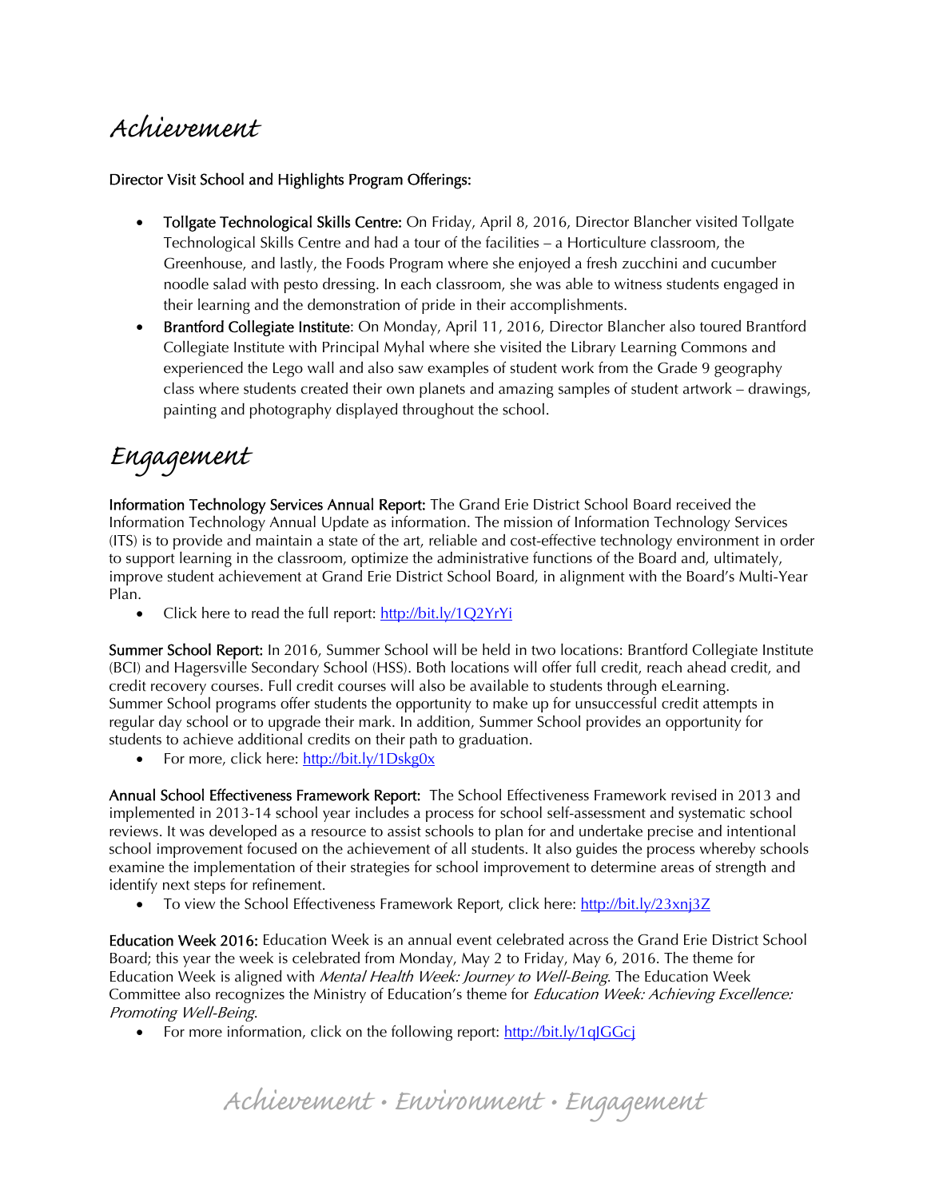# Achievement

**Director Visit School and Highlights Program Offerings:**

- **Tollgate Technological Skills Centre:** On Friday, April 8, 2016, Director Blancher visited Tollgate Technological Skills Centre and had a tour of the facilities – a Horticulture classroom, the Greenhouse, and lastly, the Foods Program where she enjoyed a fresh zucchini and cucumber noodle salad with pesto dressing. In each classroom, she was able to witness students engaged in their learning and the demonstration of pride in their accomplishments.
- **Brantford Collegiate Institute**: On Monday, April 11, 2016, Director Blancher also toured Brantford Collegiate Institute with Principal Myhal where she visited the Library Learning Commons and experienced the Lego wall and also saw examples of student work from the Grade 9 geography class where students created their own planets and amazing samples of student artwork – drawings, painting and photography displayed throughout the school.

# Engagement

**Information Technology Services Annual Report:** The Grand Erie District School Board received the Information Technology Annual Update as information. The mission of Information Technology Services (ITS) is to provide and maintain a state of the art, reliable and cost-effective technology environment in order to support learning in the classroom, optimize the administrative functions of the Board and, ultimately, improve student achievement at Grand Erie District School Board, in alignment with the Board's Multi-Year Plan.

- Click here to read the full report: http://bit.ly/1Q2YrYi

**Summer School Report:** In 2016, Summer School will be held in two locations: Brantford Collegiate Institute (BCI) and Hagersville Secondary School (HSS). Both locations will offer full credit, reach ahead credit, and credit recovery courses. Full credit courses will also be available to students through eLearning. Summer School programs offer students the opportunity to make up for unsuccessful credit attempts in regular day school or to upgrade their mark. In addition, Summer School provides an opportunity for students to achieve additional credits on their path to graduation.

- For more, click here: http://bit.ly/1Dskg0x

**Annual School Effectiveness Framework Report:** The School Effectiveness Framework revised in 2013 and implemented in 2013-14 school year includes a process for school self-assessment and systematic school reviews. It was developed as a resource to assist schools to plan for and undertake precise and intentional school improvement focused on the achievement of all students. It also guides the process whereby schools examine the implementation of their strategies for school improvement to determine areas of strength and identify next steps for refinement.

- To view the School Effectiveness Framework Report, click here: http://bit.ly/23xnj3Z

**Education Week 2016:** Education Week is an annual event celebrated across the Grand Erie District School Board; this year the week is celebrated from Monday, May 2 to Friday, May 6, 2016. The theme for Education Week is aligned with *Mental Health Week: Journey to Well-Being*. The Education Week Committee also recognizes the Ministry of Education's theme for *Education Week: Achieving Excellence: Promoting Well-Being*.

- For more information, click on the following report: http://bit.ly/1qJGGcj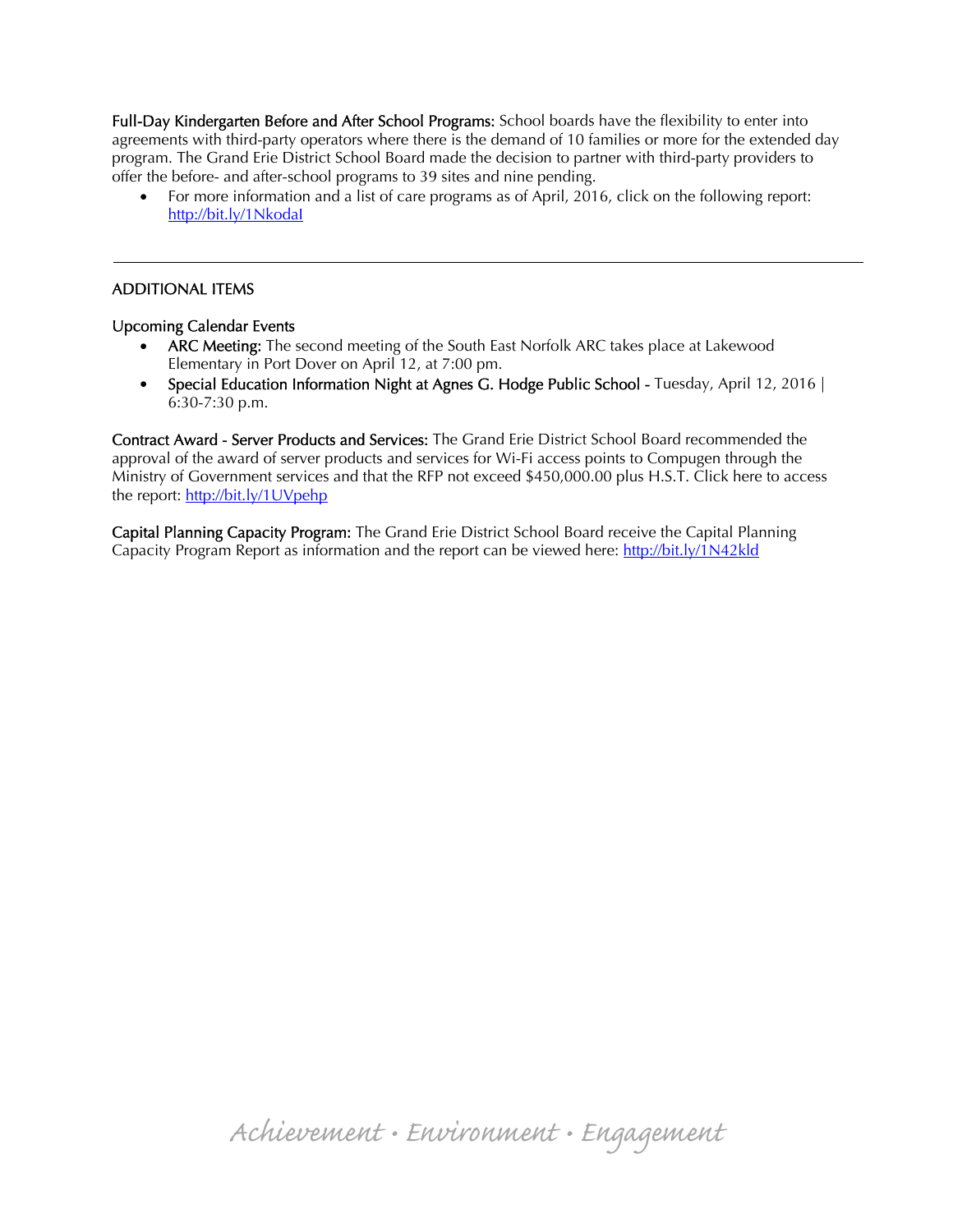**Full-Day Kindergarten Before and After School Programs:** School boards have the flexibility to enter into agreements with third-party operators where there is the demand of 10 families or more for the extended day program. The Grand Erie District School Board made the decision to partner with third-party providers to offer the before- and after-school programs to 39 sites and nine pending.

- For more information and a list of care programs as of April, 2016, click on the following report: http://bit.ly/1NkodaI

---

## ADDITIONAL ITEMS

### Upcoming Calendar Events

- **ARC Meeting:** The second meeting of the South East Norfolk ARC takes place at Lakewood Elementary in Port Dover on April 12, at 7:00 pm.
- **Special Education Information Night at Agnes G. Hodge Public School -** Tuesday, April 12, 2016 | 6:30-7:30 p.m.

**Contract Award - Server Products and Services:** The Grand Erie District School Board recommended the approval of the award of server products and services for Wi-Fi access points to Compugen through the Ministry of Government services and that the RFP not exceed $450,000.00 plus H.S.T. Click here to access the report: http://bit.ly/1UVpehp

**Capital Planning Capacity Program:** The Grand Erie District School Board receive the Capital Planning Capacity Program Report as information and the report can be viewed here: http://bit.ly/1N42kld

*Achievement • Environment • Engagement*